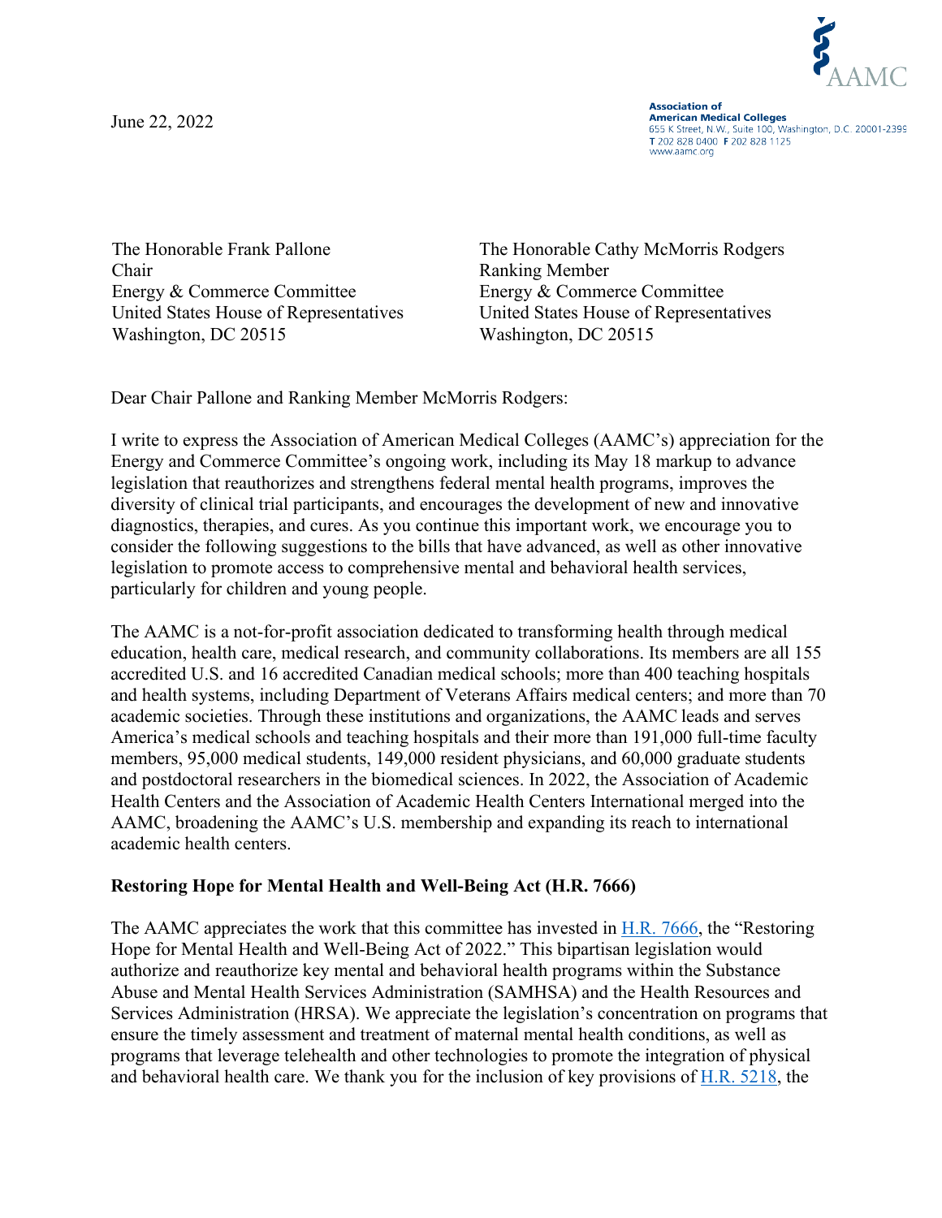June 22, 2022

Association of American Medical Colleges
655 K Street, N.W., Suite 100, Washington, D.C. 20001-2399
T 202 828 0400 F 202 828 1125
www.aamc.org

The Honorable Frank Pallone
Chair
Energy & Commerce Committee
United States House of Representatives
Washington, DC 20515

The Honorable Cathy McMorris Rodgers
Ranking Member
Energy & Commerce Committee
United States House of Representatives
Washington, DC 20515

Dear Chair Pallone and Ranking Member McMorris Rodgers:

I write to express the Association of American Medical Colleges (AAMC's) appreciation for the Energy and Commerce Committee's ongoing work, including its May 18 markup to advance legislation that reauthorizes and strengthens federal mental health programs, improves the diversity of clinical trial participants, and encourages the development of new and innovative diagnostics, therapies, and cures. As you continue this important work, we encourage you to consider the following suggestions to the bills that have advanced, as well as other innovative legislation to promote access to comprehensive mental and behavioral health services, particularly for children and young people.

The AAMC is a not-for-profit association dedicated to transforming health through medical education, health care, medical research, and community collaborations. Its members are all 155 accredited U.S. and 16 accredited Canadian medical schools; more than 400 teaching hospitals and health systems, including Department of Veterans Affairs medical centers; and more than 70 academic societies. Through these institutions and organizations, the AAMC leads and serves America's medical schools and teaching hospitals and their more than 191,000 full-time faculty members, 95,000 medical students, 149,000 resident physicians, and 60,000 graduate students and postdoctoral researchers in the biomedical sciences. In 2022, the Association of Academic Health Centers and the Association of Academic Health Centers International merged into the AAMC, broadening the AAMC's U.S. membership and expanding its reach to international academic health centers.

**Restoring Hope for Mental Health and Well-Being Act (H.R. 7666)**

The AAMC appreciates the work that this committee has invested in H.R. 7666, the "Restoring Hope for Mental Health and Well-Being Act of 2022." This bipartisan legislation would authorize and reauthorize key mental and behavioral health programs within the Substance Abuse and Mental Health Services Administration (SAMHSA) and the Health Resources and Services Administration (HRSA). We appreciate the legislation's concentration on programs that ensure the timely assessment and treatment of maternal mental health conditions, as well as programs that leverage telehealth and other technologies to promote the integration of physical and behavioral health care. We thank you for the inclusion of key provisions of H.R. 5218, the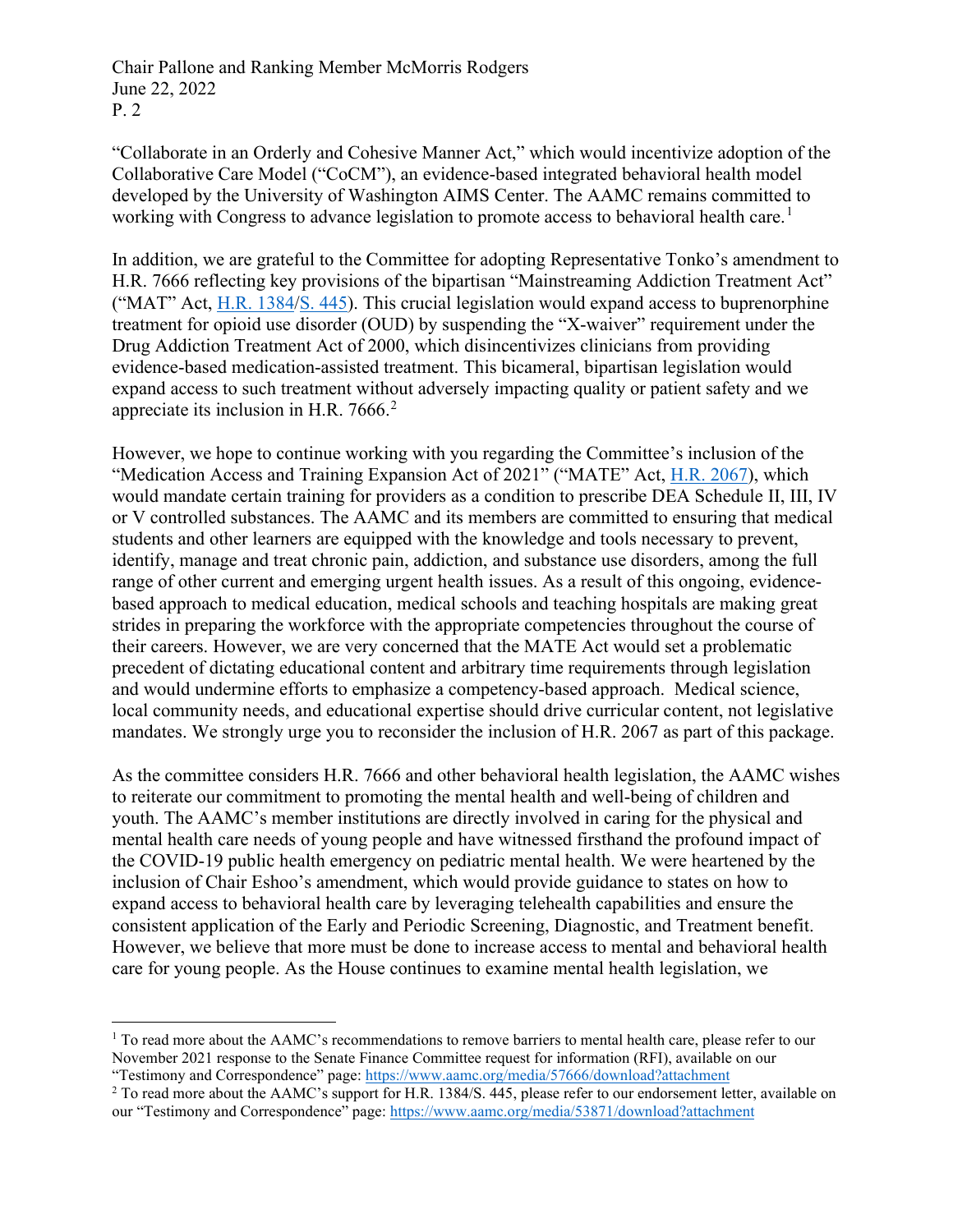"Collaborate in an Orderly and Cohesive Manner Act," which would incentivize adoption of the Collaborative Care Model ("CoCM"), an evidence-based integrated behavioral health model developed by the University of Washington AIMS Center. The AAMC remains committed to working with Congress to advance legislation to promote access to behavioral health care.[1]

In addition, we are grateful to the Committee for adopting Representative Tonko's amendment to H.R. 7666 reflecting key provisions of the bipartisan "Mainstreaming Addiction Treatment Act" ("MAT" Act, H.R. 1384/S. 445). This crucial legislation would expand access to buprenorphine treatment for opioid use disorder (OUD) by suspending the "X-waiver" requirement under the Drug Addiction Treatment Act of 2000, which disincentivizes clinicians from providing evidence-based medication-assisted treatment. This bicameral, bipartisan legislation would expand access to such treatment without adversely impacting quality or patient safety and we appreciate its inclusion in H.R. 7666.[2]

However, we hope to continue working with you regarding the Committee's inclusion of the "Medication Access and Training Expansion Act of 2021" ("MATE" Act, H.R. 2067), which would mandate certain training for providers as a condition to prescribe DEA Schedule II, III, IV or V controlled substances. The AAMC and its members are committed to ensuring that medical students and other learners are equipped with the knowledge and tools necessary to prevent, identify, manage and treat chronic pain, addiction, and substance use disorders, among the full range of other current and emerging urgent health issues. As a result of this ongoing, evidence-based approach to medical education, medical schools and teaching hospitals are making great strides in preparing the workforce with the appropriate competencies throughout the course of their careers. However, we are very concerned that the MATE Act would set a problematic precedent of dictating educational content and arbitrary time requirements through legislation and would undermine efforts to emphasize a competency-based approach. Medical science, local community needs, and educational expertise should drive curricular content, not legislative mandates. We strongly urge you to reconsider the inclusion of H.R. 2067 as part of this package.

As the committee considers H.R. 7666 and other behavioral health legislation, the AAMC wishes to reiterate our commitment to promoting the mental health and well-being of children and youth. The AAMC's member institutions are directly involved in caring for the physical and mental health care needs of young people and have witnessed firsthand the profound impact of the COVID-19 public health emergency on pediatric mental health. We were heartened by the inclusion of Chair Eshoo's amendment, which would provide guidance to states on how to expand access to behavioral health care by leveraging telehealth capabilities and ensure the consistent application of the Early and Periodic Screening, Diagnostic, and Treatment benefit. However, we believe that more must be done to increase access to mental and behavioral health care for young people. As the House continues to examine mental health legislation, we

---

[1] To read more about the AAMC's recommendations to remove barriers to mental health care, please refer to our November 2021 response to the Senate Finance Committee request for information (RFI), available on our "Testimony and Correspondence" page: https://www.aamc.org/media/57666/download?attachment

[2] To read more about the AAMC's support for H.R. 1384/S. 445, please refer to our endorsement letter, available on our "Testimony and Correspondence" page: https://www.aamc.org/media/53871/download?attachment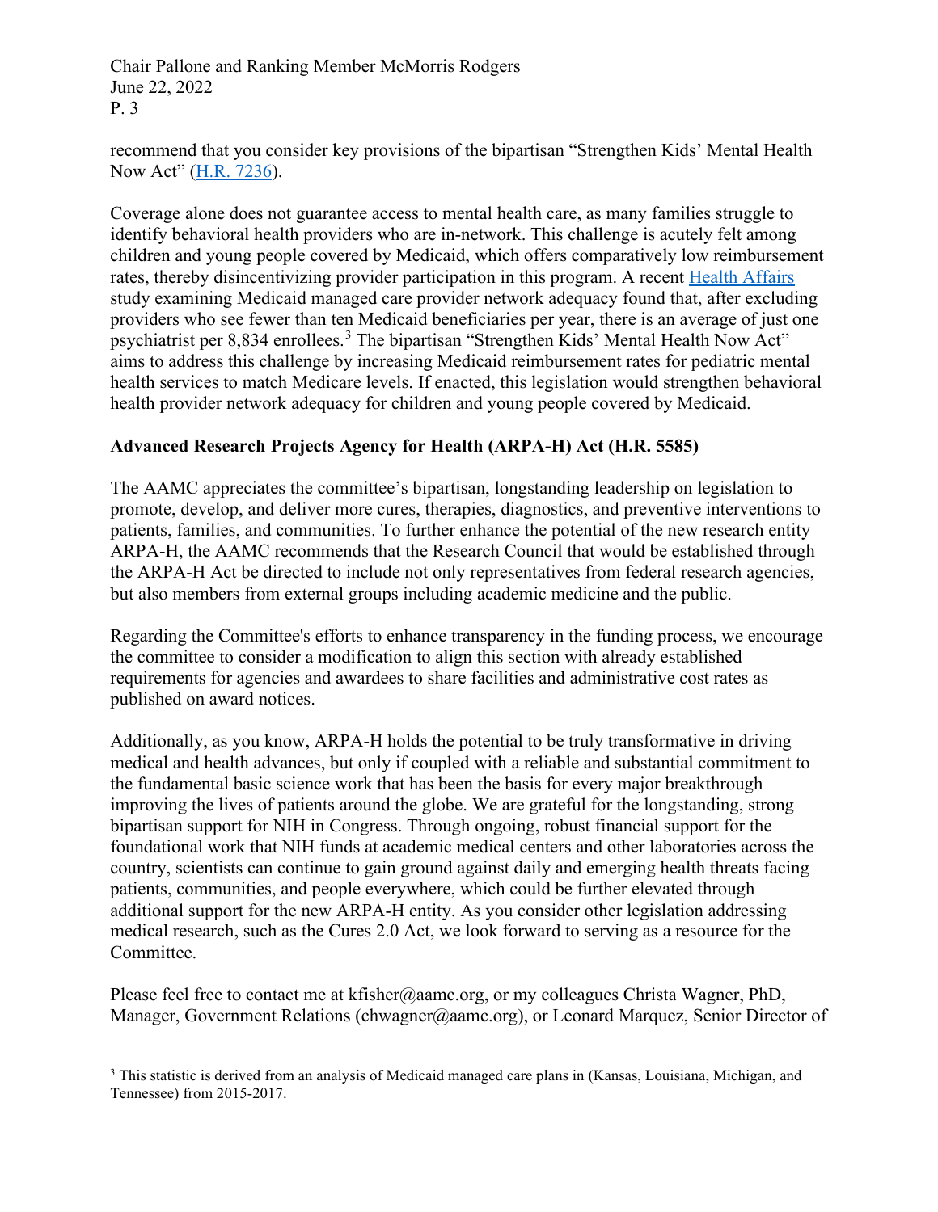recommend that you consider key provisions of the bipartisan "Strengthen Kids' Mental Health Now Act" (H.R. 7236).

Coverage alone does not guarantee access to mental health care, as many families struggle to identify behavioral health providers who are in-network. This challenge is acutely felt among children and young people covered by Medicaid, which offers comparatively low reimbursement rates, thereby disincentivizing provider participation in this program. A recent Health Affairs study examining Medicaid managed care provider network adequacy found that, after excluding providers who see fewer than ten Medicaid beneficiaries per year, there is an average of just one psychiatrist per 8,834 enrollees.[3] The bipartisan "Strengthen Kids' Mental Health Now Act" aims to address this challenge by increasing Medicaid reimbursement rates for pediatric mental health services to match Medicare levels. If enacted, this legislation would strengthen behavioral health provider network adequacy for children and young people covered by Medicaid.

**Advanced Research Projects Agency for Health (ARPA-H) Act (H.R. 5585)**

The AAMC appreciates the committee's bipartisan, longstanding leadership on legislation to promote, develop, and deliver more cures, therapies, diagnostics, and preventive interventions to patients, families, and communities. To further enhance the potential of the new research entity ARPA-H, the AAMC recommends that the Research Council that would be established through the ARPA-H Act be directed to include not only representatives from federal research agencies, but also members from external groups including academic medicine and the public.

Regarding the Committee's efforts to enhance transparency in the funding process, we encourage the committee to consider a modification to align this section with already established requirements for agencies and awardees to share facilities and administrative cost rates as published on award notices.

Additionally, as you know, ARPA-H holds the potential to be truly transformative in driving medical and health advances, but only if coupled with a reliable and substantial commitment to the fundamental basic science work that has been the basis for every major breakthrough improving the lives of patients around the globe. We are grateful for the longstanding, strong bipartisan support for NIH in Congress. Through ongoing, robust financial support for the foundational work that NIH funds at academic medical centers and other laboratories across the country, scientists can continue to gain ground against daily and emerging health threats facing patients, communities, and people everywhere, which could be further elevated through additional support for the new ARPA-H entity. As you consider other legislation addressing medical research, such as the Cures 2.0 Act, we look forward to serving as a resource for the Committee.

Please feel free to contact me at kfisher@aamc.org, or my colleagues Christa Wagner, PhD, Manager, Government Relations (chwagner@aamc.org), or Leonard Marquez, Senior Director of

[3] This statistic is derived from an analysis of Medicaid managed care plans in (Kansas, Louisiana, Michigan, and Tennessee) from 2015-2017.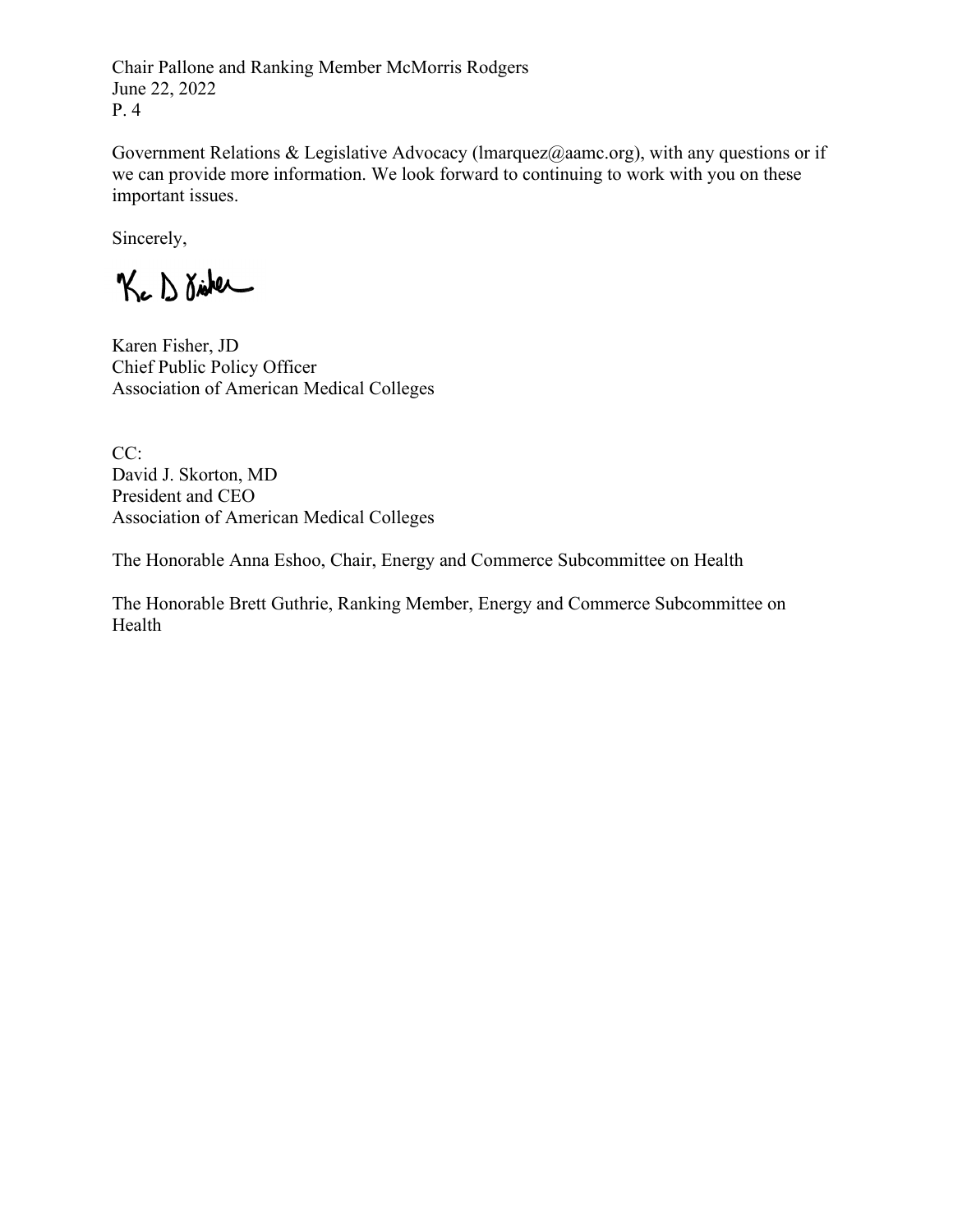Government Relations & Legislative Advocacy (lmarquez@aamc.org), with any questions or if we can provide more information. We look forward to continuing to work with you on these important issues.

Sincerely,

Karen Fisher, JD
Chief Public Policy Officer
Association of American Medical Colleges

CC:
David J. Skorton, MD
President and CEO
Association of American Medical Colleges

The Honorable Anna Eshoo, Chair, Energy and Commerce Subcommittee on Health

The Honorable Brett Guthrie, Ranking Member, Energy and Commerce Subcommittee on Health